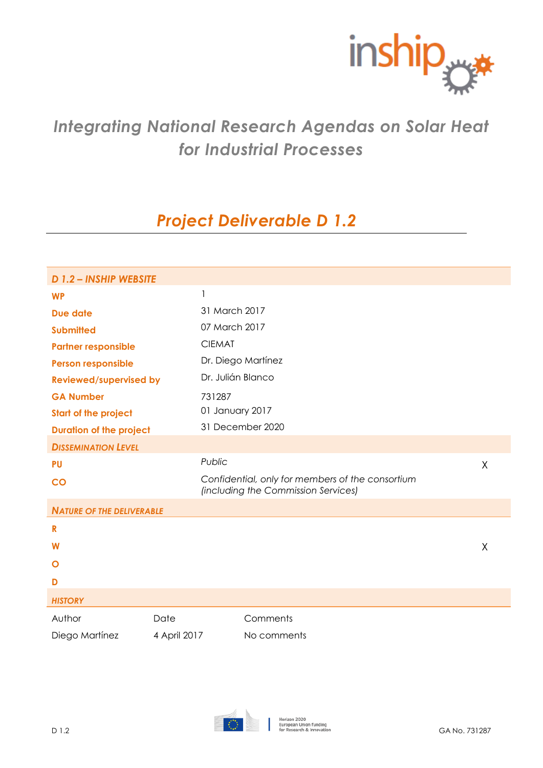# *Integrating National Research Agendas on Solar Heat for Industrial Processes*

## *Project Deliverable D 1.2*

| ***D 1.2 – INSHIP WEBSITE*** | | |
|---|---|---|
| **WP** | 1 | |
| **Due date** | 31 March 2017 | |
| **Submitted** | 07 March 2017 | |
| **Partner responsible** | CIEMAT | |
| **Person responsible** | Dr. Diego Martínez | |
| **Reviewed/supervised by** | Dr. Julián Blanco | |
| **GA Number** | 731287 | |
| **Start of the project** | 01 January 2017 | |
| **Duration of the project** | 31 December 2020 | |
| ***DISSEMINATION LEVEL*** | | |
| **PU** | *Public* | X |
| **CO** | *Confidential, only for members of the consortium (including the Commission Services)* | |
| ***NATURE OF THE DELIVERABLE*** | | |
| **R** | | |
| **W** | | X |
| **O** | | |
| **D** | | |

***HISTORY***

| Author | Date | Comments |
|---|---|---|
| Diego Martínez | 4 April 2017 | No comments |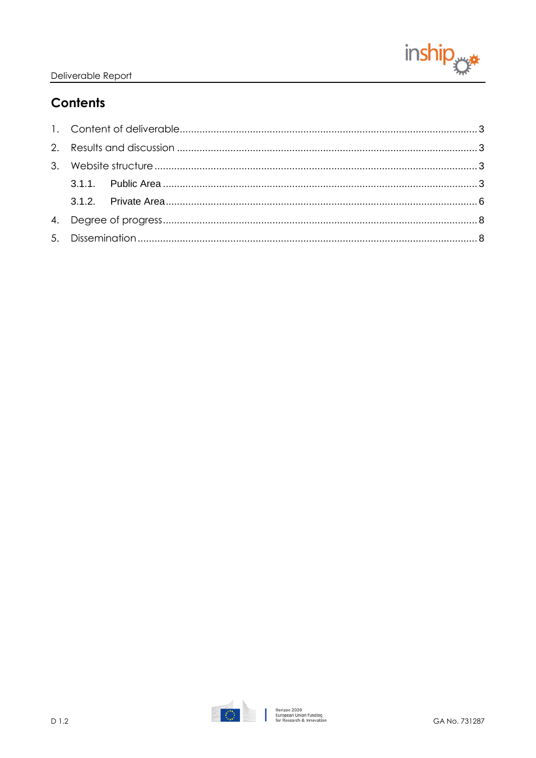## Contents

1. Content of deliverable ........................................................................................................ 3
2. Results and discussion ......................................................................................................... 3
3. Website structure ................................................................................................................. 3
    - 3.1.1. Public Area ................................................................................................................ 3
    - 3.1.2. Private Area ............................................................................................................... 6
4. Degree of progress .............................................................................................................. 8
5. Dissemination ....................................................................................................................... 8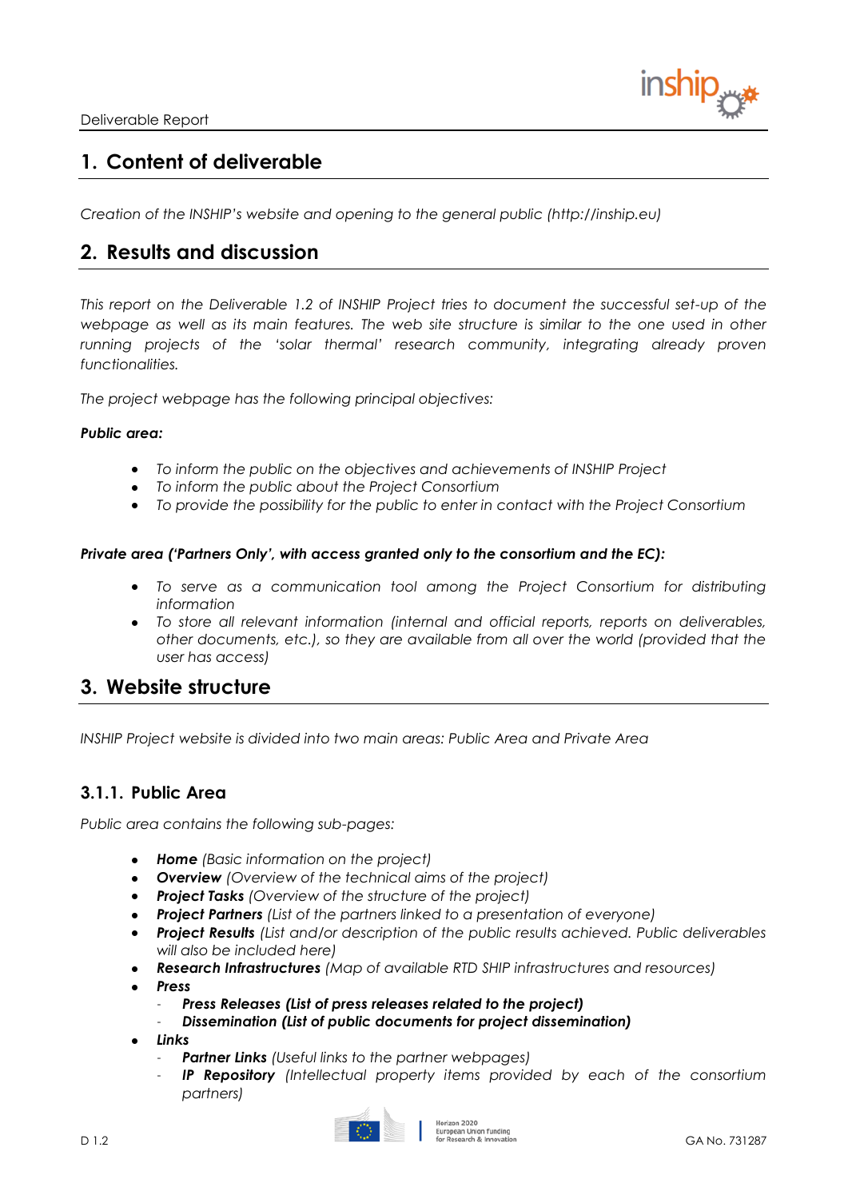## 1. Content of deliverable

*Creation of the INSHIP's website and opening to the general public (http://inship.eu)*

## 2. Results and discussion

*This report on the Deliverable 1.2 of INSHIP Project tries to document the successful set-up of the webpage as well as its main features. The web site structure is similar to the one used in other running projects of the 'solar thermal' research community, integrating already proven functionalities.*

*The project webpage has the following principal objectives:*

***Public area:***

- *To inform the public on the objectives and achievements of INSHIP Project*
- *To inform the public about the Project Consortium*
- *To provide the possibility for the public to enter in contact with the Project Consortium*

***Private area ('Partners Only', with access granted only to the consortium and the EC):***

- *To serve as a communication tool among the Project Consortium for distributing information*
- *To store all relevant information (internal and official reports, reports on deliverables, other documents, etc.), so they are available from all over the world (provided that the user has access)*

## 3. Website structure

*INSHIP Project website is divided into two main areas: Public Area and Private Area*

### 3.1.1. Public Area

*Public area contains the following sub-pages:*

- ***Home*** *(Basic information on the project)*
- ***Overview*** *(Overview of the technical aims of the project)*
- ***Project Tasks*** *(Overview of the structure of the project)*
- ***Project Partners*** *(List of the partners linked to a presentation of everyone)*
- ***Project Results*** *(List and/or description of the public results achieved. Public deliverables will also be included here)*
- ***Research Infrastructures*** *(Map of available RTD SHIP infrastructures and resources)*
- ***Press***
  - ***Press Releases (List of press releases related to the project)***
  - ***Dissemination (List of public documents for project dissemination)***
- ***Links***
  - ***Partner Links*** *(Useful links to the partner webpages)*
  - ***IP Repository*** *(Intellectual property items provided by each of the consortium partners)*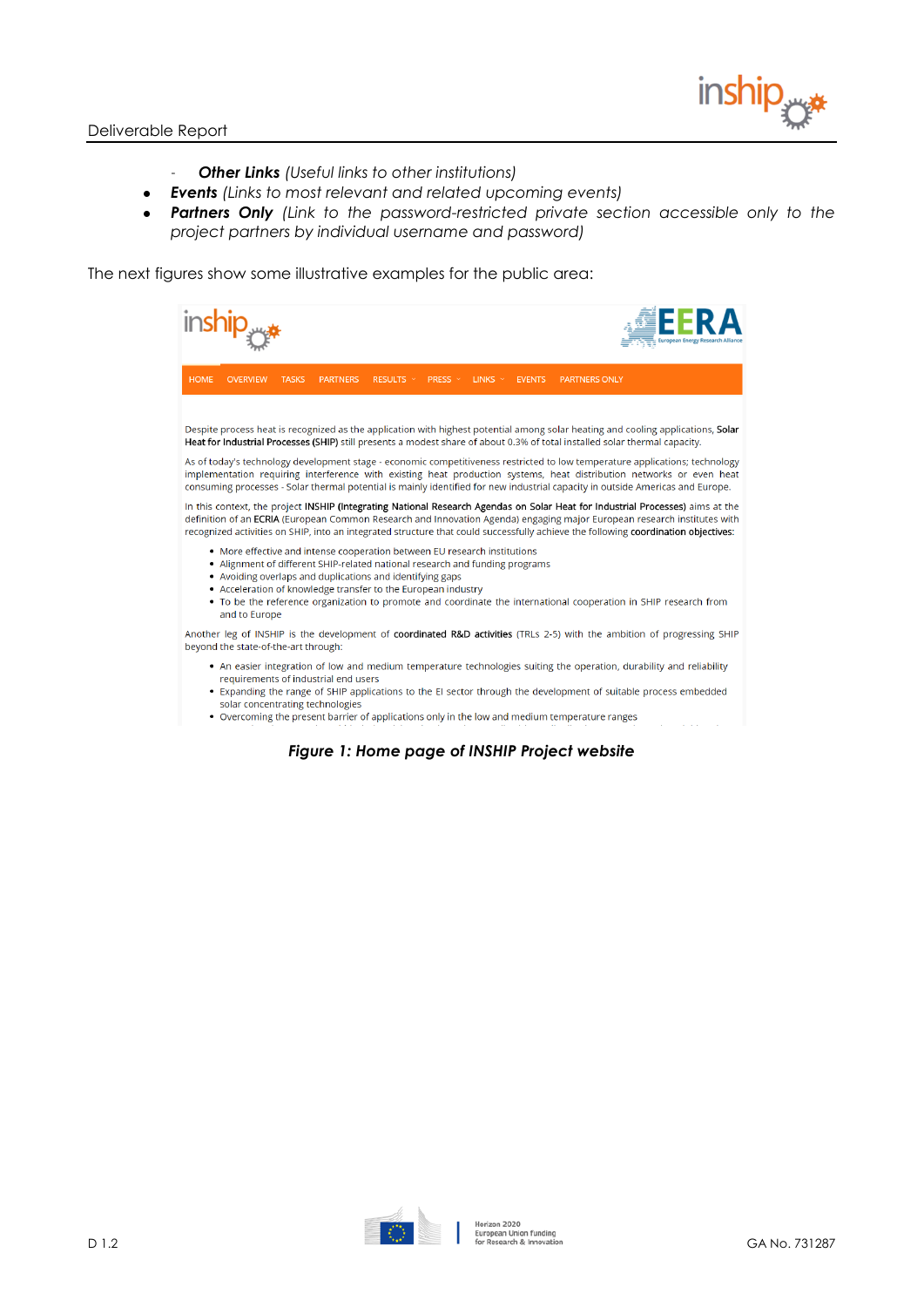- *Other Links* (Useful links to other institutions)
- ***Events*** *(Links to most relevant and related upcoming events)*
- ***Partners Only*** *(Link to the password-restricted private section accessible only to the project partners by individual username and password)*

The next figures show some illustrative examples for the public area:

HOME OVERVIEW TASKS PARTNERS RESULTS PRESS LINKS EVENTS PARTNERS ONLY

Despite process heat is recognized as the application with highest potential among solar heating and cooling applications, **Solar Heat for Industrial Processes (SHIP)** still presents a modest share of about 0.3% of total installed solar thermal capacity.

As of today's technology development stage - economic competitiveness restricted to low temperature applications; technology implementation requiring interference with existing heat production systems, heat distribution networks or even heat consuming processes - Solar thermal potential is mainly identified for new industrial capacity in outside Americas and Europe.

In this context, the project **INSHIP (Integrating National Research Agendas on Solar Heat for Industrial Processes)** aims at the definition of an **ECRIA** (European Common Research and Innovation Agenda) engaging major European research institutes with recognized activities on SHIP, into an integrated structure that could successfully achieve the following **coordination objectives:**

- More effective and intense cooperation between EU research institutions
- Alignment of different SHIP-related national research and funding programs
- Avoiding overlaps and duplications and identifying gaps
- Acceleration of knowledge transfer to the European industry
- To be the reference organization to promote and coordinate the international cooperation in SHIP research from and to Europe

Another leg of INSHIP is the development of **coordinated R&D activities** (TRLs 2-5) with the ambition of progressing SHIP beyond the state-of-the-art through:

- An easier integration of low and medium temperature technologies suiting the operation, durability and reliability requirements of industrial end users
- Expanding the range of SHIP applications to the EI sector through the development of suitable process embedded solar concentrating technologies
- Overcoming the present barrier of applications only in the low and medium temperature ranges

***Figure 1: Home page of INSHIP Project website***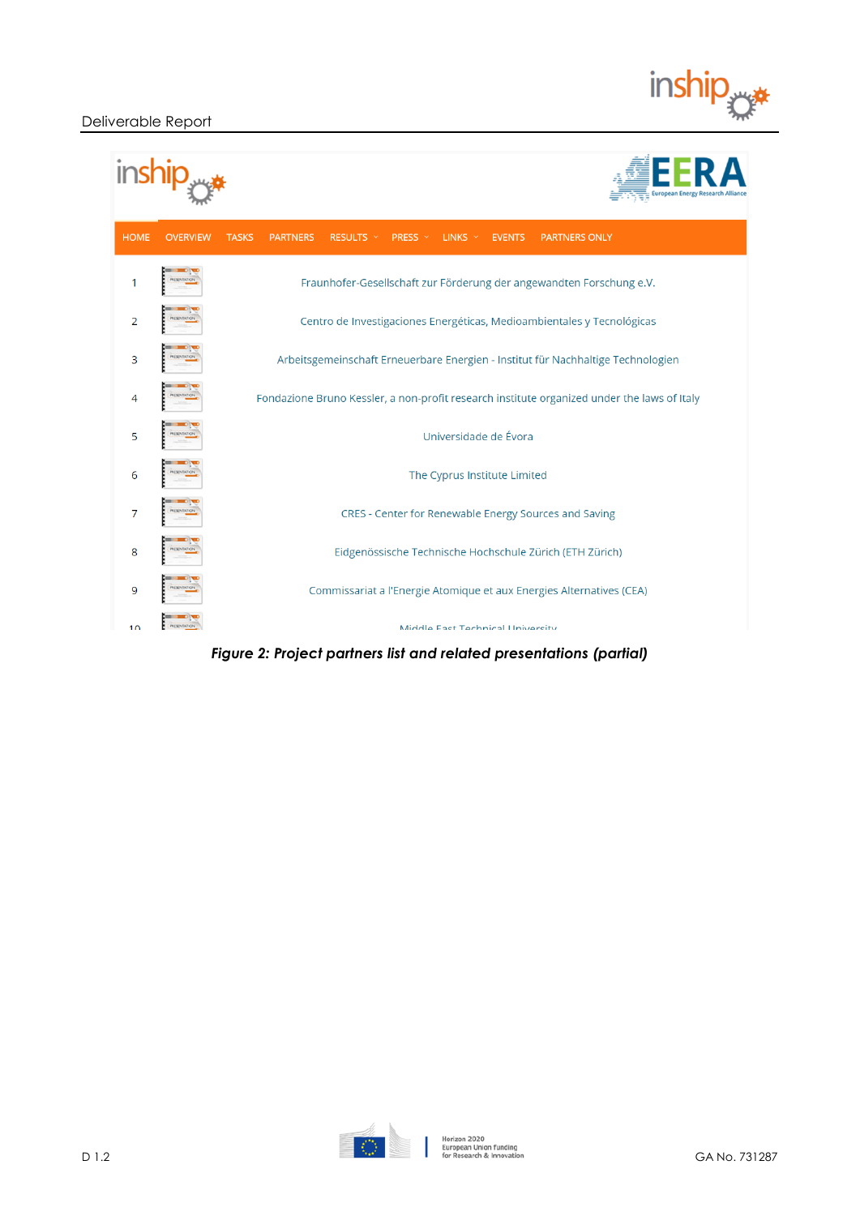**Figure 2: Project partners list and related presentations (partial)**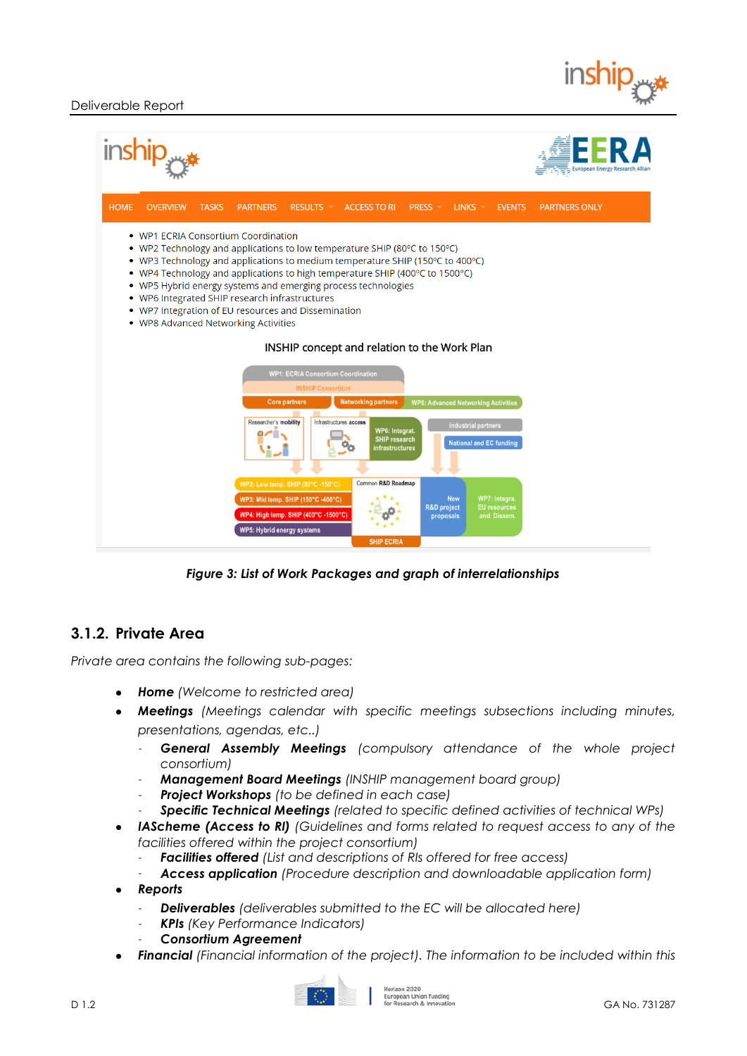- WP1 ECRIA Consortium Coordination
- WP2 Technology and applications to low temperature SHIP (80ºC to 150ºC)
- WP3 Technology and applications to medium temperature SHIP (150ºC to 400ºC)
- WP4 Technology and applications to high temperature SHIP (400ºC to 1500ºC)
- WP5 Hybrid energy systems and emerging process technologies
- WP6 Integrated SHIP research infrastructures
- WP7 Integration of EU resources and Dissemination
- WP8 Advanced Networking Activities

INSHIP concept and relation to the Work Plan

***Figure 3: List of Work Packages and graph of interrelationships***

### 3.1.2. Private Area

*Private area contains the following sub-pages:*

- ***Home*** *(Welcome to restricted area)*
- ***Meetings*** *(Meetings calendar with specific meetings subsections including minutes, presentations, agendas, etc..)*
  - ***General Assembly Meetings*** *(compulsory attendance of the whole project consortium)*
  - ***Management Board Meetings*** *(INSHIP management board group)*
  - ***Project Workshops*** *(to be defined in each case)*
  - ***Specific Technical Meetings*** *(related to specific defined activities of technical WPs)*
- ***IAScheme (Access to RI)*** *(Guidelines and forms related to request access to any of the facilities offered within the project consortium)*
  - ***Facilities offered*** *(List and descriptions of RIs offered for free access)*
  - ***Access application*** *(Procedure description and downloadable application form)*
- ***Reports***
  - ***Deliverables*** *(deliverables submitted to the EC will be allocated here)*
  - ***KPIs*** *(Key Performance Indicators)*
  - ***Consortium Agreement***
- ***Financial*** *(Financial information of the project). The information to be included within this*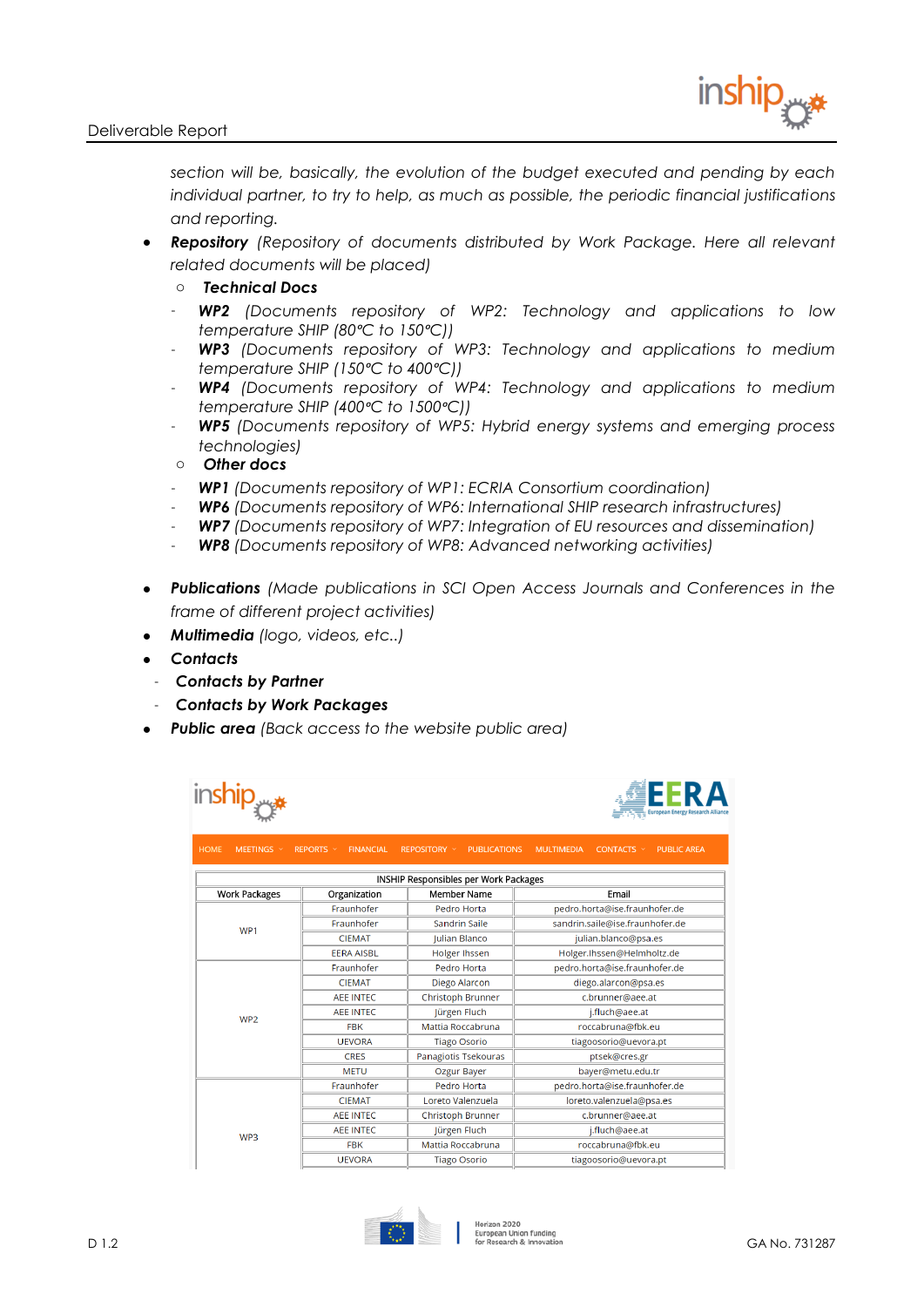*section will be, basically, the evolution of the budget executed and pending by each individual partner, to try to help, as much as possible, the periodic financial justifications and reporting.*

- ***Repository*** *(Repository of documents distributed by Work Package. Here all relevant related documents will be placed)*
  - ***Technical Docs***
    - ***WP2*** *(Documents repository of WP2: Technology and applications to low temperature SHIP (80°C to 150°C))*
    - ***WP3*** *(Documents repository of WP3: Technology and applications to medium temperature SHIP (150°C to 400°C))*
    - ***WP4*** *(Documents repository of WP4: Technology and applications to medium temperature SHIP (400°C to 1500°C))*
    - ***WP5*** *(Documents repository of WP5: Hybrid energy systems and emerging process technologies)*
  - ***Other docs***
    - ***WP1*** *(Documents repository of WP1: ECRIA Consortium coordination)*
    - ***WP6*** *(Documents repository of WP6: International SHIP research infrastructures)*
    - ***WP7*** *(Documents repository of WP7: Integration of EU resources and dissemination)*
    - ***WP8*** *(Documents repository of WP8: Advanced networking activities)*

- ***Publications*** *(Made publications in SCI Open Access Journals and Conferences in the frame of different project activities)*
- ***Multimedia*** *(logo, videos, etc..)*
- ***Contacts***
  - ***Contacts by Partner***
  - ***Contacts by Work Packages***
- ***Public area*** *(Back access to the website public area)*

HOME | MEETINGS | REPORTS | FINANCIAL | REPOSITORY | PUBLICATIONS | MULTIMEDIA | CONTACTS | PUBLIC AREA

INSHIP Responsibles per Work Packages

| Work Packages | Organization | Member Name | Email |
|---|---|---|---|
| WP1 | Fraunhofer | Pedro Horta | pedro.horta@ise.fraunhofer.de |
| | Fraunhofer | Sandrin Saile | sandrin.saile@ise.fraunhofer.de |
| | CIEMAT | Julian Blanco | julian.blanco@psa.es |
| | EERA AISBL | Holger Ihssen | Holger.Ihssen@Helmholtz.de |
| WP2 | Fraunhofer | Pedro Horta | pedro.horta@ise.fraunhofer.de |
| | CIEMAT | Diego Alarcon | diego.alarcon@psa.es |
| | AEE INTEC | Christoph Brunner | c.brunner@aee.at |
| | AEE INTEC | Jürgen Fluch | j.fluch@aee.at |
| | FBK | Mattia Roccabruna | roccabruna@fbk.eu |
| | UEVORA | Tiago Osorio | tiagoosorio@uevora.pt |
| | CRES | Panagiotis Tsekouras | ptsek@cres.gr |
| | METU | Ozgur Bayer | bayer@metu.edu.tr |
| WP3 | Fraunhofer | Pedro Horta | pedro.horta@ise.fraunhofer.de |
| | CIEMAT | Loreto Valenzuela | loreto.valenzuela@psa.es |
| | AEE INTEC | Christoph Brunner | c.brunner@aee.at |
| | AEE INTEC | Jürgen Fluch | j.fluch@aee.at |
| | FBK | Mattia Roccabruna | roccabruna@fbk.eu |
| | UEVORA | Tiago Osorio | tiagoosorio@uevora.pt |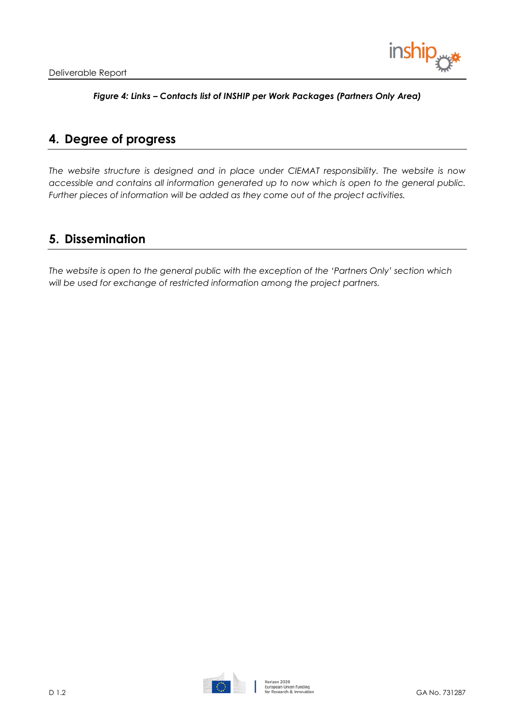***Figure 4: Links – Contacts list of INSHIP per Work Packages (Partners Only Area)***

## 4. Degree of progress

*The website structure is designed and in place under CIEMAT responsibility. The website is now accessible and contains all information generated up to now which is open to the general public. Further pieces of information will be added as they come out of the project activities.*

## 5. Dissemination

*The website is open to the general public with the exception of the 'Partners Only' section which will be used for exchange of restricted information among the project partners.*